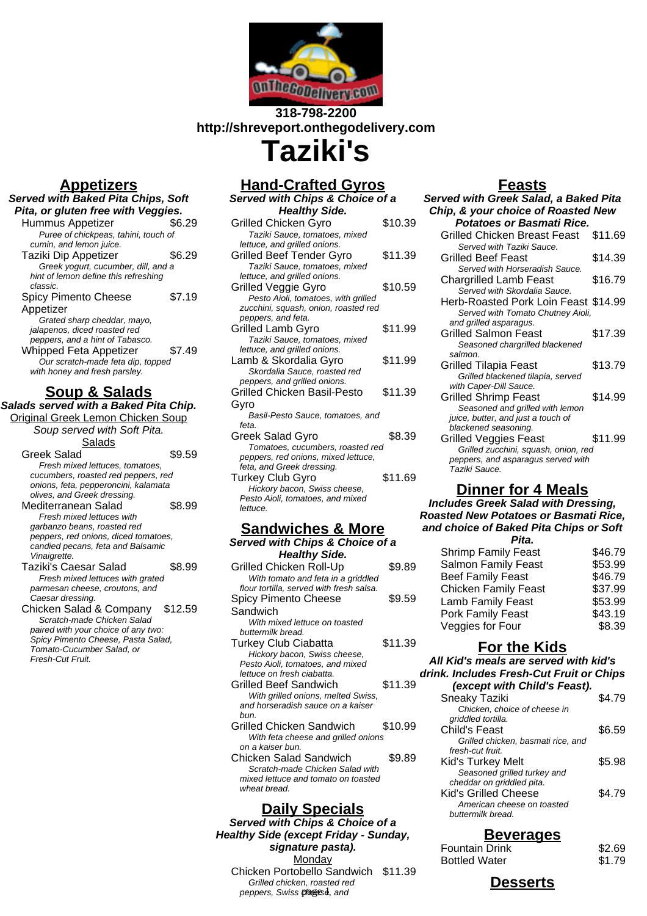318-798-2200
http://shreveport.onthegodelivery.com

# Taziki's

## Appetizers

**Served with Baked Pita Chips, Soft Pita, or gluten free with Veggies.**

Hummus Appetizer $6.29
*Puree of chickpeas, tahini, touch of cumin, and lemon juice.*

Taziki Dip Appetizer $6.29
*Greek yogurt, cucumber, dill, and a hint of lemon define this refreshing classic.*

Spicy Pimento Cheese Appetizer $7.19
*Grated sharp cheddar, mayo, jalapenos, diced roasted red peppers, and a hint of Tabasco.*

Whipped Feta Appetizer $7.49
*Our scratch-made feta dip, topped with honey and fresh parsley.*

## Soup & Salads

**Salads served with a Baked Pita Chip.**

Original Greek Lemon Chicken Soup
*Soup served with Soft Pita.*

Salads

Greek Salad $9.59
*Fresh mixed lettuces, tomatoes, cucumbers, roasted red peppers, red onions, feta, pepperoncini, kalamata olives, and Greek dressing.*

Mediterranean Salad $8.99
*Fresh mixed lettuces with garbanzo beans, roasted red peppers, red onions, diced tomatoes, candied pecans, feta and Balsamic Vinaigrette.*

Taziki's Caesar Salad $8.99
*Fresh mixed lettuces with grated parmesan cheese, croutons, and Caesar dressing.*

Chicken Salad & Company $12.59
*Scratch-made Chicken Salad paired with your choice of any two: Spicy Pimento Cheese, Pasta Salad, Tomato-Cucumber Salad, or Fresh-Cut Fruit.*

## Hand-Crafted Gyros

**Served with Chips & Choice of a Healthy Side.**

Grilled Chicken Gyro $10.39
*Taziki Sauce, tomatoes, mixed lettuce, and grilled onions.*

Grilled Beef Tender Gyro $11.39
*Taziki Sauce, tomatoes, mixed lettuce, and grilled onions.*

Grilled Veggie Gyro $10.59
*Pesto Aioli, tomatoes, with grilled zucchini, squash, onion, roasted red peppers, and feta.*

Grilled Lamb Gyro $11.99
*Taziki Sauce, tomatoes, mixed lettuce, and grilled onions.*

Lamb & Skordalia Gyro $11.99
*Skordalia Sauce, roasted red peppers, and grilled onions.*

Grilled Chicken Basil-Pesto Gyro $11.39
*Basil-Pesto Sauce, tomatoes, and feta.*

Greek Salad Gyro $8.39
*Tomatoes, cucumbers, roasted red peppers, red onions, mixed lettuce, feta, and Greek dressing.*

Turkey Club Gyro $11.69
*Hickory bacon, Swiss cheese, Pesto Aioli, tomatoes, and mixed lettuce.*

## Sandwiches & More

**Served with Chips & Choice of a Healthy Side.**

Grilled Chicken Roll-Up $9.89
*With tomato and feta in a griddled flour tortilla, served with fresh salsa.*

Spicy Pimento Cheese Sandwich $9.59
*With mixed lettuce on toasted buttermilk bread.*

Turkey Club Ciabatta $11.39
*Hickory bacon, Swiss cheese, Pesto Aioli, tomatoes, and mixed lettuce on fresh ciabatta.*

Grilled Beef Sandwich $11.39
*With grilled onions, melted Swiss, and horseradish sauce on a kaiser bun.*

Grilled Chicken Sandwich $10.99
*With feta cheese and grilled onions on a kaiser bun.*

Chicken Salad Sandwich $9.89
*Scratch-made Chicken Salad with mixed lettuce and tomato on toasted wheat bread.*

## Daily Specials

**Served with Chips & Choice of a Healthy Side (except Friday - Sunday, signature pasta).**

Monday

Chicken Portobello Sandwich $11.39
*Grilled chicken, roasted red peppers, Swiss cheese, and*

## Feasts

**Served with Greek Salad, a Baked Pita Chip, & your choice of Roasted New Potatoes or Basmati Rice.**

Grilled Chicken Breast Feast $11.69
*Served with Taziki Sauce.*

Grilled Beef Feast $14.39
*Served with Horseradish Sauce.*

Chargrilled Lamb Feast $16.79
*Served with Skordalia Sauce.*

Herb-Roasted Pork Loin Feast $14.99
*Served with Tomato Chutney Aioli, and grilled asparagus.*

Grilled Salmon Feast $17.39
*Seasoned chargrilled blackened salmon.*

Grilled Tilapia Feast $13.79
*Grilled blackened tilapia, served with Caper-Dill Sauce.*

Grilled Shrimp Feast $14.99
*Seasoned and grilled with lemon juice, butter, and just a touch of blackened seasoning.*

Grilled Veggies Feast $11.99
*Grilled zucchini, squash, onion, red peppers, and asparagus served with Taziki Sauce.*

## Dinner for 4 Meals

**Includes Greek Salad with Dressing, Roasted New Potatoes or Basmati Rice, and choice of Baked Pita Chips or Soft Pita.**

| Item | Price |
|---|---|
| Shrimp Family Feast | $46.79 |
| Salmon Family Feast | $53.99 |
| Beef Family Feast | $46.79 |
| Chicken Family Feast | $37.99 |
| Lamb Family Feast | $53.99 |
| Pork Family Feast | $43.19 |
| Veggies for Four | $8.39 |

## For the Kids

**All Kid's meals are served with kid's drink. Includes Fresh-Cut Fruit or Chips (except with Child's Feast).**

Sneaky Taziki $4.79
*Chicken, choice of cheese in griddled tortilla.*

Child's Feast $6.59
*Grilled chicken, basmati rice, and fresh-cut fruit.*

Kid's Turkey Melt $5.98
*Seasoned grilled turkey and cheddar on griddled pita.*

Kid's Grilled Cheese $4.79
*American cheese on toasted buttermilk bread.*

## Beverages

| Item | Price |
|---|---|
| Fountain Drink | $2.69 |
| Bottled Water | $1.79 |

## Desserts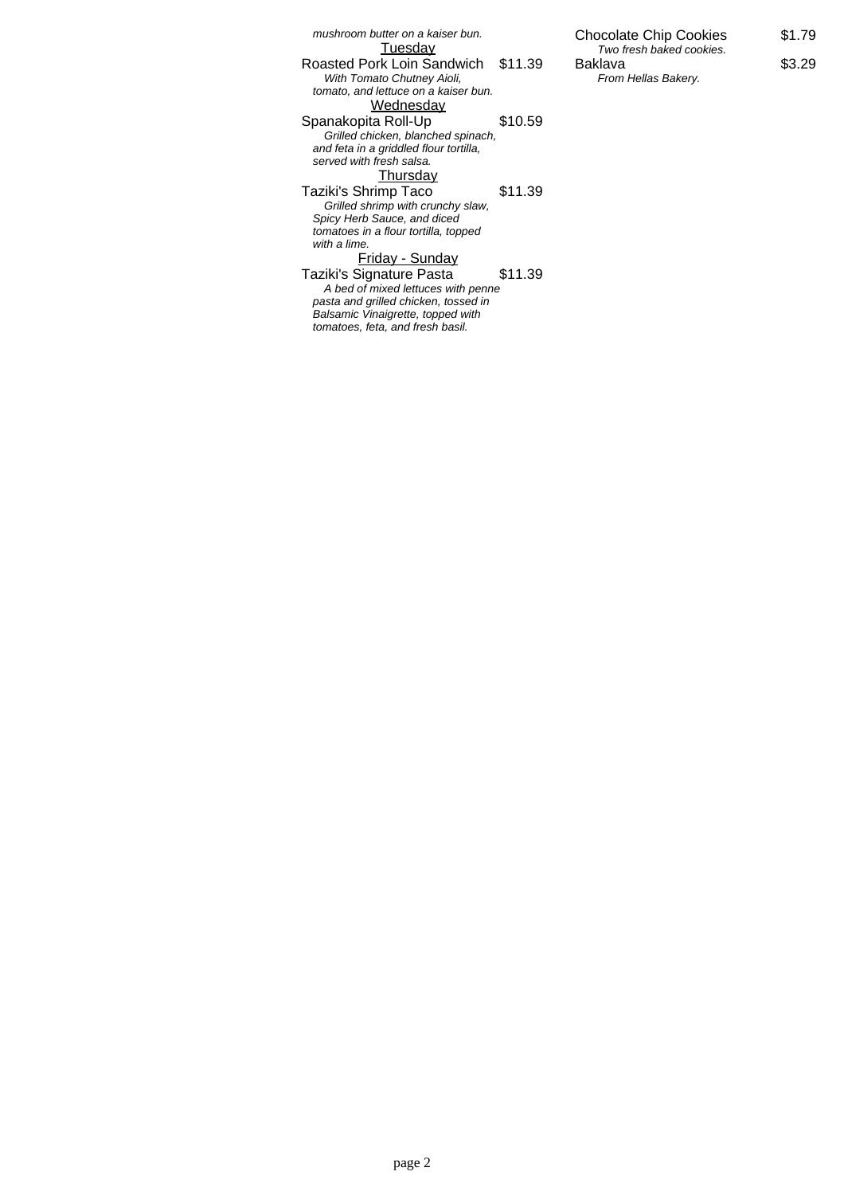*mushroom butter on a kaiser bun.*

### Tuesday

**Roasted Pork Loin Sandwich** $11.39

*With Tomato Chutney Aioli, tomato, and lettuce on a kaiser bun.*

### Wednesday

**Spanakopita Roll-Up** $10.59

*Grilled chicken, blanched spinach, and feta in a griddled flour tortilla, served with fresh salsa.*

### Thursday

**Taziki's Shrimp Taco** $11.39

*Grilled shrimp with crunchy slaw, Spicy Herb Sauce, and diced tomatoes in a flour tortilla, topped with a lime.*

### Friday - Sunday

**Taziki's Signature Pasta** $11.39

*A bed of mixed lettuces with penne pasta and grilled chicken, tossed in Balsamic Vinaigrette, topped with tomatoes, feta, and fresh basil.*

**Chocolate Chip Cookies** $1.79

*Two fresh baked cookies.*

**Baklava** $3.29

*From Hellas Bakery.*